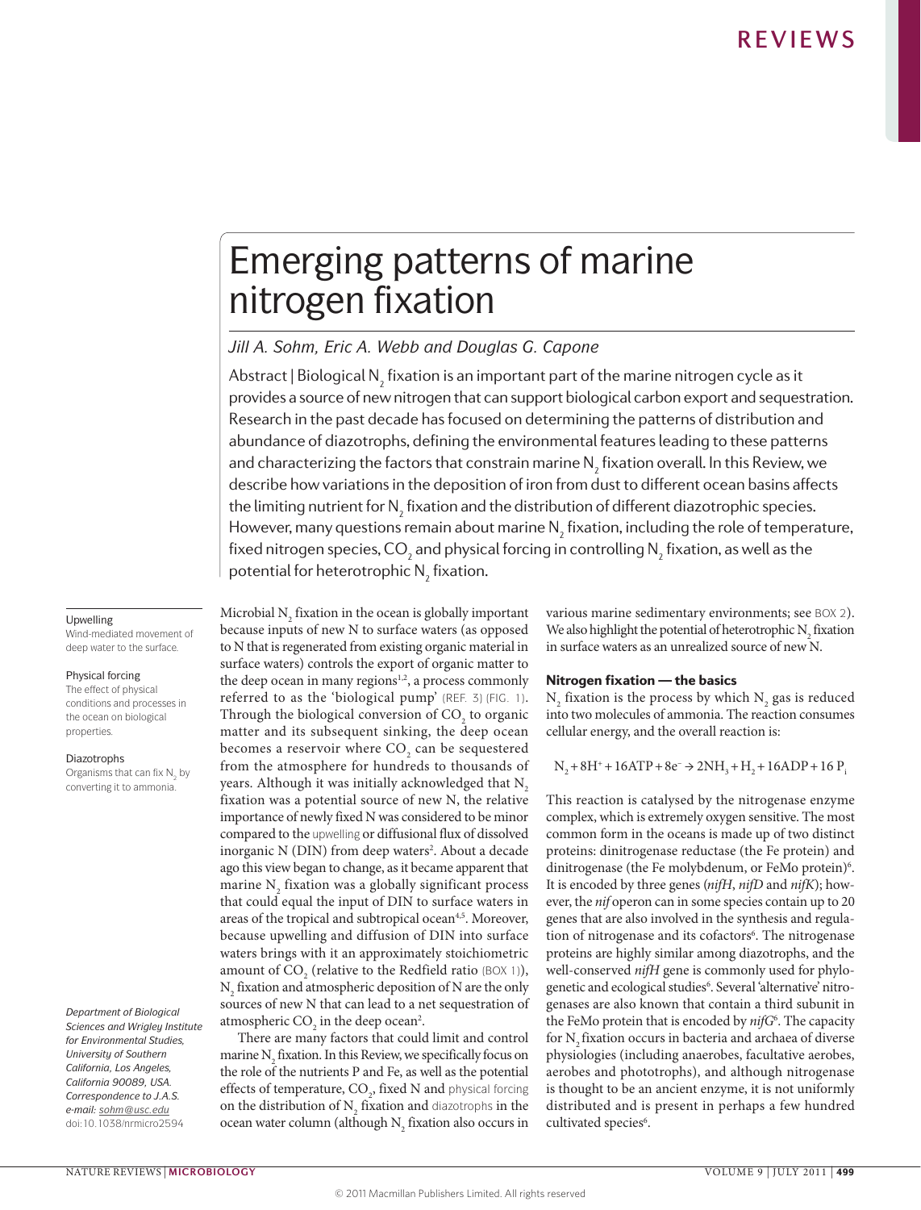# Emerging patterns of marine nitrogen fixation

*Jill A. Sohm, Eric A. Webb and Douglas G. Capone*

Abstract | Biological $N_2$ fixation is an important part of the marine nitrogen cycle as it provides a source of new nitrogen that can support biological carbon export and sequestration. Research in the past decade has focused on determining the patterns of distribution and abundance of diazotrophs, defining the environmental features leading to these patterns and characterizing the factors that constrain marine $N_2$ fixation overall. In this Review, we describe how variations in the deposition of iron from dust to different ocean basins affects the limiting nutrient for $N_2$ fixation and the distribution of different diazotrophic species. However, many questions remain about marine $N_2$ fixation, including the role of temperature, fixed nitrogen species, $CO_2$ and physical forcing in controlling $N_2$ fixation, as well as the potential for heterotrophic $N_2$ fixation.

Microbial $N_2$ fixation in the ocean is globally important because inputs of new N to surface waters (as opposed to N that is regenerated from existing organic material in surface waters) controls the export of organic matter to the deep ocean in many regions[1,2], a process commonly referred to as the 'biological pump' (REF. 3) (FIG. 1). Through the biological conversion of $CO_2$ to organic matter and its subsequent sinking, the deep ocean becomes a reservoir where $CO_2$ can be sequestered from the atmosphere for hundreds to thousands of years. Although it was initially acknowledged that $N_2$ fixation was a potential source of new N, the relative importance of newly fixed N was considered to be minor compared to the upwelling or diffusional flux of dissolved inorganic N (DIN) from deep waters[2]. About a decade ago this view began to change, as it became apparent that marine $N_2$ fixation was a globally significant process that could equal the input of DIN to surface waters in areas of the tropical and subtropical ocean[4,5]. Moreover, because upwelling and diffusion of DIN into surface waters brings with it an approximately stoichiometric amount of $CO_2$ (relative to the Redfield ratio (BOX 1)), $N_2$ fixation and atmospheric deposition of N are the only sources of new N that can lead to a net sequestration of atmospheric $CO_2$ in the deep ocean[2].

There are many factors that could limit and control marine $N_2$ fixation. In this Review, we specifically focus on the role of the nutrients P and Fe, as well as the potential effects of temperature, $CO_2$, fixed N and physical forcing on the distribution of $N_2$ fixation and diazotrophs in the ocean water column (although $N_2$ fixation also occurs in various marine sedimentary environments; see BOX 2). We also highlight the potential of heterotrophic $N_2$ fixation in surface waters as an unrealized source of new N.

Upwelling
Wind-mediated movement of deep water to the surface.

Physical forcing
The effect of physical conditions and processes in the ocean on biological properties.

Diazotrophs
Organisms that can fix $N_2$ by converting it to ammonia.

## Nitrogen fixation — the basics

$N_2$ fixation is the process by which $N_2$ gas is reduced into two molecules of ammonia. The reaction consumes cellular energy, and the overall reaction is:

$$N_2 + 8H^+ + 16ATP + 8e^- \rightarrow 2NH_3 + H_2 + 16ADP + 16\ P_i$$

This reaction is catalysed by the nitrogenase enzyme complex, which is extremely oxygen sensitive. The most common form in the oceans is made up of two distinct proteins: dinitrogenase reductase (the Fe protein) and dinitrogenase (the Fe molybdenum, or FeMo protein)[6]. It is encoded by three genes (*nifH*, *nifD* and *nifK*); however, the *nif* operon can in some species contain up to 20 genes that are also involved in the synthesis and regulation of nitrogenase and its cofactors[6]. The nitrogenase proteins are highly similar among diazotrophs, and the well-conserved *nifH* gene is commonly used for phylogenetic and ecological studies[6]. Several 'alternative' nitrogenases are also known that contain a third subunit in the FeMo protein that is encoded by *nifG*[6]. The capacity for $N_2$ fixation occurs in bacteria and archaea of diverse physiologies (including anaerobes, facultative aerobes, aerobes and phototrophs), and although nitrogenase is thought to be an ancient enzyme, it is not uniformly distributed and is present in perhaps a few hundred cultivated species[6].

*Department of Biological Sciences and Wrigley Institute for Environmental Studies, University of Southern California, Los Angeles, California 90089, USA.*
*Correspondence to J.A.S.*
*e-mail: sohm@usc.edu*
doi:10.1038/nrmicro2594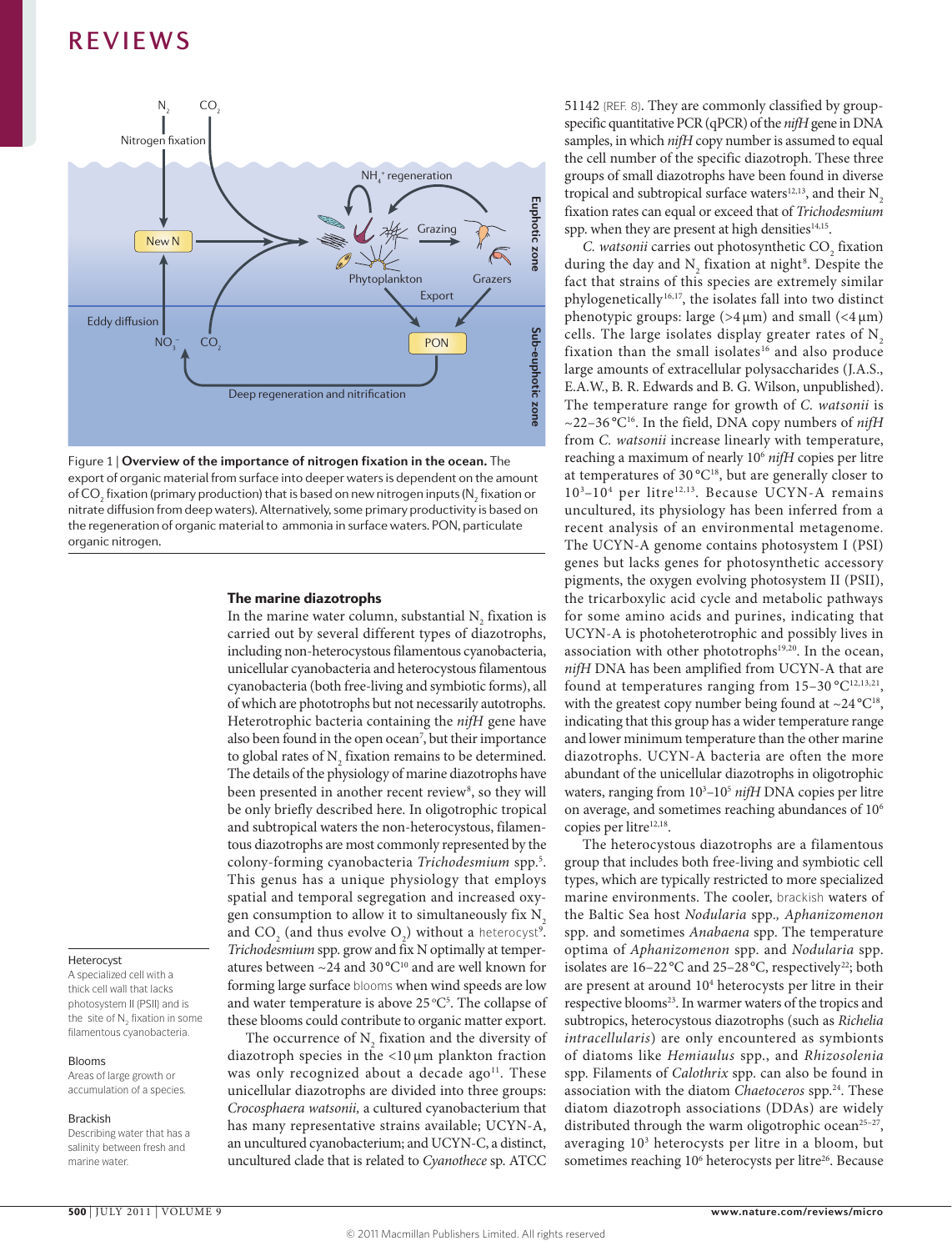Figure 1 | **Overview of the importance of nitrogen fixation in the ocean.** The export of organic material from surface into deeper waters is dependent on the amount of $CO_2$ fixation (primary production) that is based on new nitrogen inputs ($N_2$ fixation or nitrate diffusion from deep waters). Alternatively, some primary productivity is based on the regeneration of organic material to ammonia in surface waters. PON, particulate organic nitrogen.

### The marine diazotrophs

In the marine water column, substantial $N_2$ fixation is carried out by several different types of diazotrophs, including non-heterocystous filamentous cyanobacteria, unicellular cyanobacteria and heterocystous filamentous cyanobacteria (both free-living and symbiotic forms), all of which are phototrophs but not necessarily autotrophs. Heterotrophic bacteria containing the *nifH* gene have also been found in the open ocean[7], but their importance to global rates of $N_2$ fixation remains to be determined. The details of the physiology of marine diazotrophs have been presented in another recent review[8], so they will be only briefly described here. In oligotrophic tropical and subtropical waters the non-heterocystous, filamentous diazotrophs are most commonly represented by the colony-forming cyanobacteria *Trichodesmium* spp.[5]. This genus has a unique physiology that employs spatial and temporal segregation and increased oxygen consumption to allow it to simultaneously fix $N_2$ and $CO_2$ (and thus evolve $O_2$) without a heterocyst[9]. *Trichodesmium* spp. grow and fix N optimally at temperatures between ~24 and 30 °C[10] and are well known for forming large surface blooms when wind speeds are low and water temperature is above 25 °C[5]. The collapse of these blooms could contribute to organic matter export.

The occurrence of $N_2$ fixation and the diversity of diazotroph species in the <10 µm plankton fraction was only recognized about a decade ago[11]. These unicellular diazotrophs are divided into three groups: *Crocosphaera watsonii,* a cultured cyanobacterium that has many representative strains available; UCYN-A, an uncultured cyanobacterium; and UCYN-C, a distinct, uncultured clade that is related to *Cyanothece* sp. ATCC 51142 (REF. 8). They are commonly classified by group-specific quantitative PCR (qPCR) of the *nifH* gene in DNA samples, in which *nifH* copy number is assumed to equal the cell number of the specific diazotroph. These three groups of small diazotrophs have been found in diverse tropical and subtropical surface waters[12,13], and their $N_2$ fixation rates can equal or exceed that of *Trichodesmium* spp. when they are present at high densities[14,15].

*C. watsonii* carries out photosynthetic $CO_2$ fixation during the day and $N_2$ fixation at night[8]. Despite the fact that strains of this species are extremely similar phylogenetically[16,17], the isolates fall into two distinct phenotypic groups: large (>4 µm) and small (<4 µm) cells. The large isolates display greater rates of $N_2$ fixation than the small isolates[16] and also produce large amounts of extracellular polysaccharides (J.A.S., E.A.W., B. R. Edwards and B. G. Wilson, unpublished). The temperature range for growth of *C. watsonii* is ~22–36 °C[16]. In the field, DNA copy numbers of *nifH* from *C. watsonii* increase linearly with temperature, reaching a maximum of nearly $10^6$ *nifH* copies per litre at temperatures of 30 °C[18], but are generally closer to $10^3$–$10^4$ per litre[12,13]. Because UCYN-A remains uncultured, its physiology has been inferred from a recent analysis of an environmental metagenome. The UCYN-A genome contains photosystem I (PSI) genes but lacks genes for photosynthetic accessory pigments, the oxygen evolving photosystem II (PSII), the tricarboxylic acid cycle and metabolic pathways for some amino acids and purines, indicating that UCYN-A is photoheterotrophic and possibly lives in association with other phototrophs[19,20]. In the ocean, *nifH* DNA has been amplified from UCYN-A that are found at temperatures ranging from 15–30 °C[12,13,21], with the greatest copy number being found at ~24 °C[18], indicating that this group has a wider temperature range and lower minimum temperature than the other marine diazotrophs. UCYN-A bacteria are often the more abundant of the unicellular diazotrophs in oligotrophic waters, ranging from $10^3$–$10^5$ *nifH* DNA copies per litre on average, and sometimes reaching abundances of $10^6$ copies per litre[12,18].

The heterocystous diazotrophs are a filamentous group that includes both free-living and symbiotic cell types, which are typically restricted to more specialized marine environments. The cooler, brackish waters of the Baltic Sea host *Nodularia* spp.*, Aphanizomenon* spp. and sometimes *Anabaena* spp. The temperature optima of *Aphanizomenon* spp. and *Nodularia* spp. isolates are 16–22 °C and 25–28 °C, respectively[22]; both are present at around $10^4$ heterocysts per litre in their respective blooms[23]. In warmer waters of the tropics and subtropics, heterocystous diazotrophs (such as *Richelia intracellularis*) are only encountered as symbionts of diatoms like *Hemiaulus* spp., and *Rhizosolenia* spp. Filaments of *Calothrix* spp. can also be found in association with the diatom *Chaetoceros* spp.[24]. These diatom diazotroph associations (DDAs) are widely distributed through the warm oligotrophic ocean[25–27], averaging $10^3$ heterocysts per litre in a bloom, but sometimes reaching $10^6$ heterocysts per litre[26]. Because

**Heterocyst**
A specialized cell with a thick cell wall that lacks photosystem II (PSII) and is the site of $N_2$ fixation in some filamentous cyanobacteria.

**Blooms**
Areas of large growth or accumulation of a species.

**Brackish**
Describing water that has a salinity between fresh and marine water.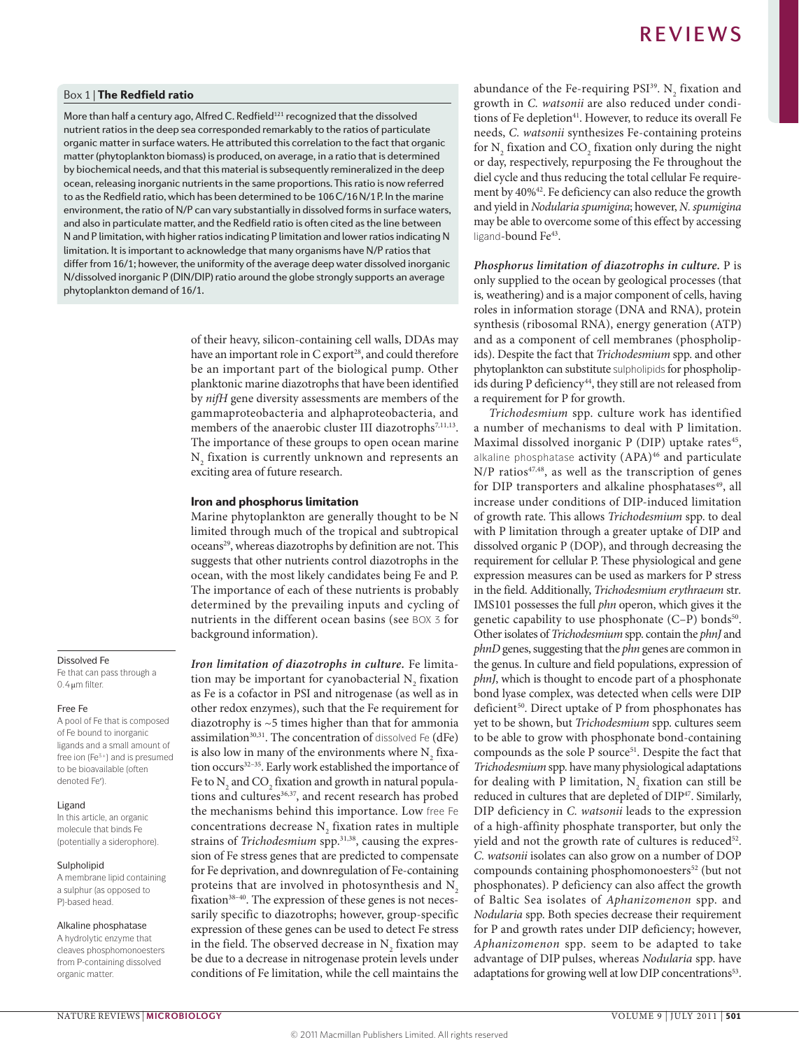### Box 1 | The Redfield ratio

More than half a century ago, Alfred C. Redfield[121] recognized that the dissolved nutrient ratios in the deep sea corresponded remarkably to the ratios of particulate organic matter in surface waters. He attributed this correlation to the fact that organic matter (phytoplankton biomass) is produced, on average, in a ratio that is determined by biochemical needs, and that this material is subsequently remineralized in the deep ocean, releasing inorganic nutrients in the same proportions. This ratio is now referred to as the Redfield ratio, which has been determined to be 106 C/16 N/1 P. In the marine environment, the ratio of N/P can vary substantially in dissolved forms in surface waters, and also in particulate matter, and the Redfield ratio is often cited as the line between N and P limitation, with higher ratios indicating P limitation and lower ratios indicating N limitation. It is important to acknowledge that many organisms have N/P ratios that differ from 16/1; however, the uniformity of the average deep water dissolved inorganic N/dissolved inorganic P (DIN/DIP) ratio around the globe strongly supports an average phytoplankton demand of 16/1.

of their heavy, silicon-containing cell walls, DDAs may have an important role in C export[28], and could therefore be an important part of the biological pump. Other planktonic marine diazotrophs that have been identified by *nifH* gene diversity assessments are members of the gammaproteobacteria and alphaproteobacteria, and members of the anaerobic cluster III diazotrophs[7,11,13]. The importance of these groups to open ocean marine $N_2$ fixation is currently unknown and represents an exciting area of future research.

## Iron and phosphorus limitation

Marine phytoplankton are generally thought to be N limited through much of the tropical and subtropical oceans[29], whereas diazotrophs by definition are not. This suggests that other nutrients control diazotrophs in the ocean, with the most likely candidates being Fe and P. The importance of each of these nutrients is probably determined by the prevailing inputs and cycling of nutrients in the different ocean basins (see BOX 3 for background information).

**Dissolved Fe**
Fe that can pass through a 0.4 μm filter.

**Free Fe**
A pool of Fe that is composed of Fe bound to inorganic ligands and a small amount of free ion ($Fe^{3+}$) and is presumed to be bioavailable (often denoted Fe′).

**Ligand**
In this article, an organic molecule that binds Fe (potentially a siderophore).

**Sulpholipid**
A membrane lipid containing a sulphur (as opposed to P)-based head.

**Alkaline phosphatase**
A hydrolytic enzyme that cleaves phosphomonoesters from P-containing dissolved organic matter.

***Iron limitation of diazotrophs in culture.*** Fe limitation may be important for cyanobacterial $N_2$ fixation as Fe is a cofactor in PSI and nitrogenase (as well as in other redox enzymes), such that the Fe requirement for diazotrophy is ~5 times higher than that for ammonia assimilation[30,31]. The concentration of dissolved Fe (dFe) is also low in many of the environments where $N_2$ fixation occurs[32–35]. Early work established the importance of Fe to $N_2$ and $CO_2$ fixation and growth in natural populations and cultures[36,37], and recent research has probed the mechanisms behind this importance. Low free Fe concentrations decrease $N_2$ fixation rates in multiple strains of *Trichodesmium* spp.[31,38], causing the expression of Fe stress genes that are predicted to compensate for Fe deprivation, and downregulation of Fe-containing proteins that are involved in photosynthesis and $N_2$ fixation[38–40]. The expression of these genes is not necessarily specific to diazotrophs; however, group-specific expression of these genes can be used to detect Fe stress in the field. The observed decrease in $N_2$ fixation may be due to a decrease in nitrogenase protein levels under conditions of Fe limitation, while the cell maintains the abundance of the Fe-requiring PSI[39]. $N_2$ fixation and growth in *C. watsonii* are also reduced under conditions of Fe depletion[41]. However, to reduce its overall Fe needs, *C. watsonii* synthesizes Fe-containing proteins for $N_2$ fixation and $CO_2$ fixation only during the night or day, respectively, repurposing the Fe throughout the diel cycle and thus reducing the total cellular Fe requirement by 40%[42]. Fe deficiency can also reduce the growth and yield in *Nodularia spumigina*; however, *N. spumigina* may be able to overcome some of this effect by accessing ligand-bound Fe[43].

***Phosphorus limitation of diazotrophs in culture.*** P is only supplied to the ocean by geological processes (that is, weathering) and is a major component of cells, having roles in information storage (DNA and RNA), protein synthesis (ribosomal RNA), energy generation (ATP) and as a component of cell membranes (phospholipids). Despite the fact that *Trichodesmium* spp. and other phytoplankton can substitute sulpholipids for phospholipids during P deficiency[44], they still are not released from a requirement for P for growth.

*Trichodesmium* spp. culture work has identified a number of mechanisms to deal with P limitation. Maximal dissolved inorganic P (DIP) uptake rates[45], alkaline phosphatase activity (APA)[46] and particulate N/P ratios[47,48], as well as the transcription of genes for DIP transporters and alkaline phosphatases[49], all increase under conditions of DIP-induced limitation of growth rate. This allows *Trichodesmium* spp. to deal with P limitation through a greater uptake of DIP and dissolved organic P (DOP), and through decreasing the requirement for cellular P. These physiological and gene expression measures can be used as markers for P stress in the field. Additionally, *Trichodesmium erythraeum* str. IMS101 possesses the full *phn* operon, which gives it the genetic capability to use phosphonate (C–P) bonds[50]. Other isolates of *Trichodesmium* spp. contain the *phnJ* and *phnD* genes, suggesting that the *phn* genes are common in the genus. In culture and field populations, expression of *phnJ*, which is thought to encode part of a phosphonate bond lyase complex, was detected when cells were DIP deficient[50]. Direct uptake of P from phosphonates has yet to be shown, but *Trichodesmium* spp. cultures seem to be able to grow with phosphonate bond-containing compounds as the sole P source[51]. Despite the fact that *Trichodesmium* spp. have many physiological adaptations for dealing with P limitation, $N_2$ fixation can still be reduced in cultures that are depleted of DIP[47]. Similarly, DIP deficiency in *C. watsonii* leads to the expression of a high-affinity phosphate transporter, but only the yield and not the growth rate of cultures is reduced[52]. *C. watsonii* isolates can also grow on a number of DOP compounds containing phosphomonoesters[52] (but not phosphonates). P deficiency can also affect the growth of Baltic Sea isolates of *Aphanizomenon* spp. and *Nodularia* spp. Both species decrease their requirement for P and growth rates under DIP deficiency; however, *Aphanizomenon* spp. seem to be adapted to take advantage of DIP pulses, whereas *Nodularia* spp. have adaptations for growing well at low DIP concentrations[53].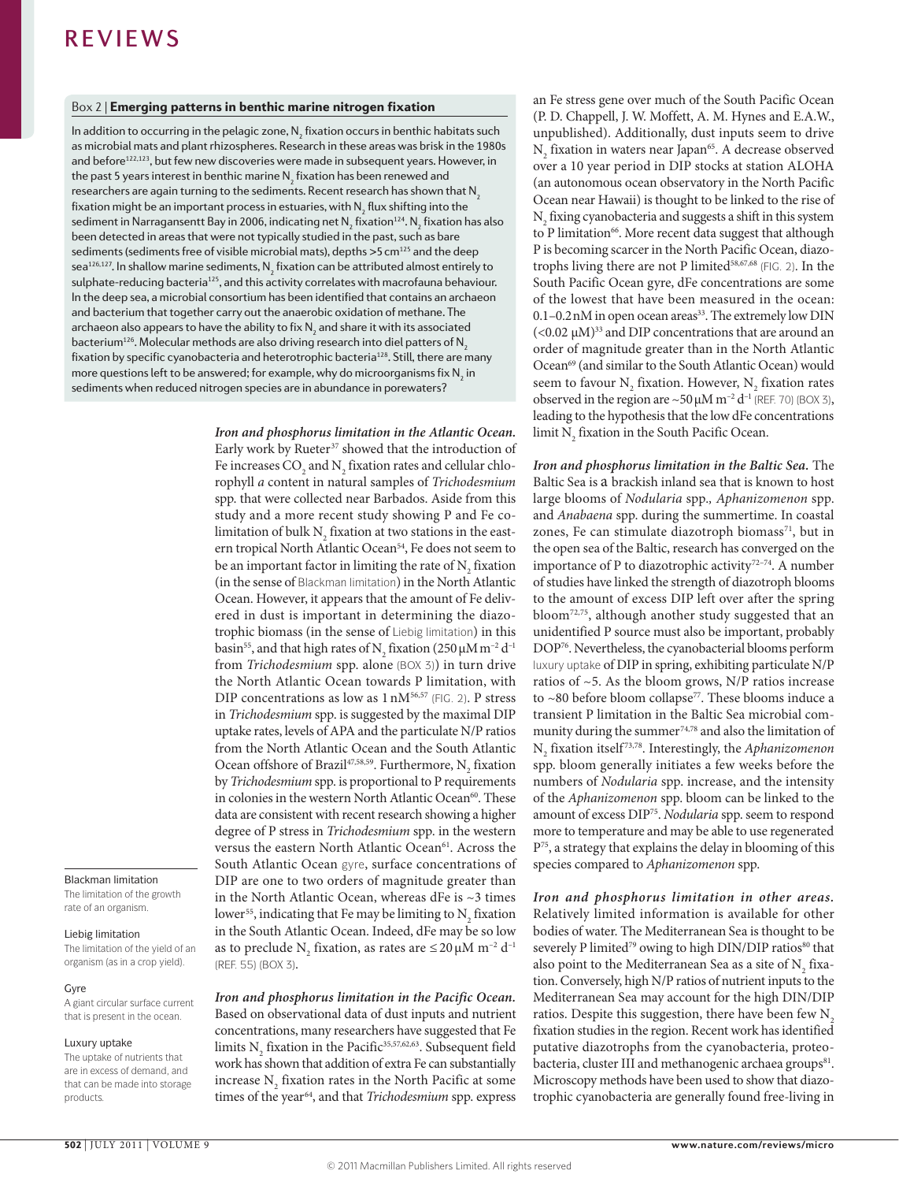### Box 2 | Emerging patterns in benthic marine nitrogen fixation

In addition to occurring in the pelagic zone, $N_2$ fixation occurs in benthic habitats such as microbial mats and plant rhizospheres. Research in these areas was brisk in the 1980s and before[122,123], but few new discoveries were made in subsequent years. However, in the past 5 years interest in benthic marine $N_2$ fixation has been renewed and researchers are again turning to the sediments. Recent research has shown that $N_2$ fixation might be an important process in estuaries, with $N_2$ flux shifting into the sediment in Narragansett Bay in 2006, indicating net $N_2$ fixation[124]. $N_2$ fixation has also been detected in areas that were not typically studied in the past, such as bare sediments (sediments free of visible microbial mats), depths >5 cm[125] and the deep sea[126,127]. In shallow marine sediments, $N_2$ fixation can be attributed almost entirely to sulphate-reducing bacteria[125], and this activity correlates with macrofauna behaviour. In the deep sea, a microbial consortium has been identified that contains an archaeon and bacterium that together carry out the anaerobic oxidation of methane. The archaeon also appears to have the ability to fix $N_2$ and share it with its associated bacterium[126]. Molecular methods are also driving research into diel patterns of $N_2$ fixation by specific cyanobacteria and heterotrophic bacteria[128]. Still, there are many more questions left to be answered; for example, why do microorganisms fix $N_2$ in sediments when reduced nitrogen species are in abundance in porewaters?

***Iron and phosphorus limitation in the Atlantic Ocean.*** Early work by Rueter[37] showed that the introduction of Fe increases $CO_2$ and $N_2$ fixation rates and cellular chlorophyll *a* content in natural samples of *Trichodesmium* spp. that were collected near Barbados. Aside from this study and a more recent study showing P and Fe co-limitation of bulk $N_2$ fixation at two stations in the eastern tropical North Atlantic Ocean[54], Fe does not seem to be an important factor in limiting the rate of $N_2$ fixation (in the sense of Blackman limitation) in the North Atlantic Ocean. However, it appears that the amount of Fe delivered in dust is important in determining the diazotrophic biomass (in the sense of Liebig limitation) in this basin[55], and that high rates of $N_2$ fixation (250 μM m$^{-2}$ d$^{-1}$ from *Trichodesmium* spp. alone (BOX 3)) in turn drive the North Atlantic Ocean towards P limitation, with DIP concentrations as low as 1 nM[56,57] (FIG. 2). P stress in *Trichodesmium* spp. is suggested by the maximal DIP uptake rates, levels of APA and the particulate N/P ratios from the North Atlantic Ocean and the South Atlantic Ocean offshore of Brazil[47,58,59]. Furthermore, $N_2$ fixation by *Trichodesmium* spp. is proportional to P requirements in colonies in the western North Atlantic Ocean[60]. These data are consistent with recent research showing a higher degree of P stress in *Trichodesmium* spp. in the western versus the eastern North Atlantic Ocean[61]. Across the South Atlantic Ocean gyre, surface concentrations of DIP are one to two orders of magnitude greater than in the North Atlantic Ocean, whereas dFe is ~3 times lower[55], indicating that Fe may be limiting to $N_2$ fixation in the South Atlantic Ocean. Indeed, dFe may be so low as to preclude $N_2$ fixation, as rates are ≤20 μM m$^{-2}$ d$^{-1}$ (REF. 55) (BOX 3).

***Iron and phosphorus limitation in the Pacific Ocean.*** Based on observational data of dust inputs and nutrient concentrations, many researchers have suggested that Fe limits $N_2$ fixation in the Pacific[35,57,62,63]. Subsequent field work has shown that addition of extra Fe can substantially increase $N_2$ fixation rates in the North Pacific at some times of the year[64], and that *Trichodesmium* spp. express an Fe stress gene over much of the South Pacific Ocean (P. D. Chappell, J. W. Moffett, A. M. Hynes and E.A.W., unpublished). Additionally, dust inputs seem to drive $N_2$ fixation in waters near Japan[65]. A decrease observed over a 10 year period in DIP stocks at station ALOHA (an autonomous ocean observatory in the North Pacific Ocean near Hawaii) is thought to be linked to the rise of $N_2$ fixing cyanobacteria and suggests a shift in this system to P limitation[66]. More recent data suggest that although P is becoming scarcer in the North Pacific Ocean, diazotrophs living there are not P limited[58,67,68] (FIG. 2). In the South Pacific Ocean gyre, dFe concentrations are some of the lowest that have been measured in the ocean: 0.1–0.2 nM in open ocean areas[33]. The extremely low DIN (<0.02 μM)[33] and DIP concentrations that are around an order of magnitude greater than in the North Atlantic Ocean[69] (and similar to the South Atlantic Ocean) would seem to favour $N_2$ fixation. However, $N_2$ fixation rates observed in the region are ~50 μM m$^{-2}$ d$^{-1}$ (REF. 70) (BOX 3), leading to the hypothesis that the low dFe concentrations limit $N_2$ fixation in the South Pacific Ocean.

***Iron and phosphorus limitation in the Baltic Sea.*** The Baltic Sea is a brackish inland sea that is known to host large blooms of *Nodularia* spp., *Aphanizomenon* spp. and *Anabaena* spp. during the summertime. In coastal zones, Fe can stimulate diazotroph biomass[71], but in the open sea of the Baltic, research has converged on the importance of P to diazotrophic activity[72–74]. A number of studies have linked the strength of diazotroph blooms to the amount of excess DIP left over after the spring bloom[72,75], although another study suggested that an unidentified P source must also be important, probably DOP[76]. Nevertheless, the cyanobacterial blooms perform luxury uptake of DIP in spring, exhibiting particulate N/P ratios of ~5. As the bloom grows, N/P ratios increase to ~80 before bloom collapse[77]. These blooms induce a transient P limitation in the Baltic Sea microbial community during the summer[74,78] and also the limitation of $N_2$ fixation itself[73,78]. Interestingly, the *Aphanizomenon* spp. bloom generally initiates a few weeks before the numbers of *Nodularia* spp. increase, and the intensity of the *Aphanizomenon* spp. bloom can be linked to the amount of excess DIP[75]. *Nodularia* spp. seem to respond more to temperature and may be able to use regenerated P[75], a strategy that explains the delay in blooming of this species compared to *Aphanizomenon* spp.

***Iron and phosphorus limitation in other areas.*** Relatively limited information is available for other bodies of water. The Mediterranean Sea is thought to be severely P limited[79] owing to high DIN/DIP ratios[80] that also point to the Mediterranean Sea as a site of $N_2$ fixation. Conversely, high N/P ratios of nutrient inputs to the Mediterranean Sea may account for the high DIN/DIP ratios. Despite this suggestion, there have been few $N_2$ fixation studies in the region. Recent work has identified putative diazotrophs from the cyanobacteria, proteobacteria, cluster III and methanogenic archaea groups[81]. Microscopy methods have been used to show that diazotrophic cyanobacteria are generally found free-living in

**Blackman limitation**
The limitation of the growth rate of an organism.

**Liebig limitation**
The limitation of the yield of an organism (as in a crop yield).

**Gyre**
A giant circular surface current that is present in the ocean.

**Luxury uptake**
The uptake of nutrients that are in excess of demand, and that can be made into storage products.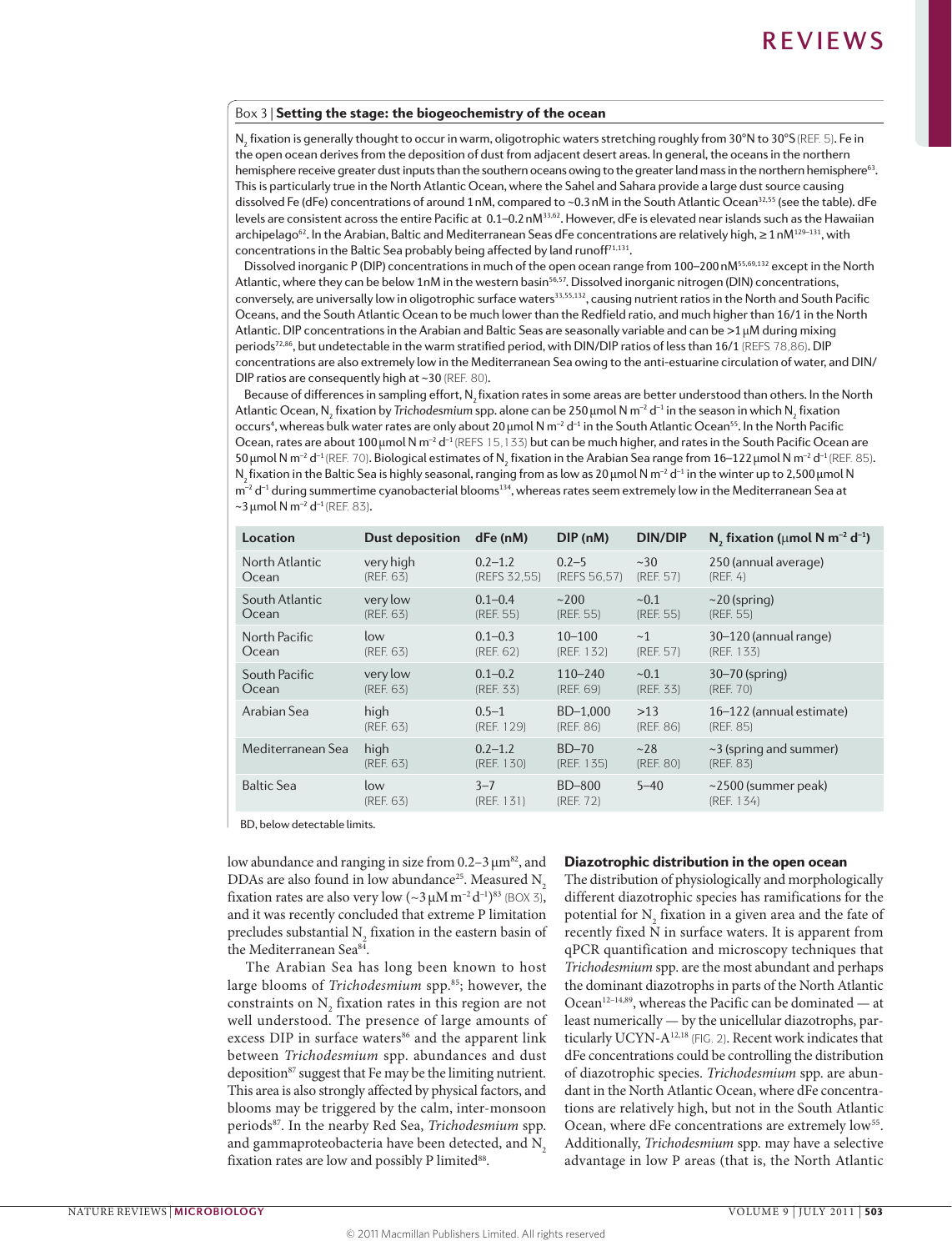## Box 3 | Setting the stage: the biogeochemistry of the ocean

$N_2$ fixation is generally thought to occur in warm, oligotrophic waters stretching roughly from 30°N to 30°S (REF. 5). Fe in the open ocean derives from the deposition of dust from adjacent desert areas. In general, the oceans in the northern hemisphere receive greater dust inputs than the southern oceans owing to the greater land mass in the northern hemisphere[63]. This is particularly true in the North Atlantic Ocean, where the Sahel and Sahara provide a large dust source causing dissolved Fe (dFe) concentrations of around 1 nM, compared to ~0.3 nM in the South Atlantic Ocean[32,55] (see the table). dFe levels are consistent across the entire Pacific at 0.1–0.2 nM[33,62]. However, dFe is elevated near islands such as the Hawaiian archipelago[62]. In the Arabian, Baltic and Mediterranean Seas dFe concentrations are relatively high, ≥ 1 nM[129–131], with concentrations in the Baltic Sea probably being affected by land runoff[71,131].

Dissolved inorganic P (DIP) concentrations in much of the open ocean range from 100–200 nM[55,69,132] except in the North Atlantic, where they can be below 1nM in the western basin[56,57]. Dissolved inorganic nitrogen (DIN) concentrations, conversely, are universally low in oligotrophic surface waters[33,55,132], causing nutrient ratios in the North and South Pacific Oceans, and the South Atlantic Ocean to be much lower than the Redfield ratio, and much higher than 16/1 in the North Atlantic. DIP concentrations in the Arabian and Baltic Seas are seasonally variable and can be >1 μM during mixing periods[72,86], but undetectable in the warm stratified period, with DIN/DIP ratios of less than 16/1 (REFS 78,86). DIP concentrations are also extremely low in the Mediterranean Sea owing to the anti-estuarine circulation of water, and DIN/DIP ratios are consequently high at ~30 (REF. 80).

Because of differences in sampling effort, $N_2$ fixation rates in some areas are better understood than others. In the North Atlantic Ocean, $N_2$ fixation by *Trichodesmium* spp. alone can be 250 μmol N $m^{-2}$ $d^{-1}$ in the season in which $N_2$ fixation occurs[4], whereas bulk water rates are only about 20 μmol N $m^{-2}$ $d^{-1}$ in the South Atlantic Ocean[55]. In the North Pacific Ocean, rates are about 100 μmol N $m^{-2}$ $d^{-1}$ (REFS 15,133) but can be much higher, and rates in the South Pacific Ocean are 50 μmol N $m^{-2}$ $d^{-1}$ (REF. 70). Biological estimates of $N_2$ fixation in the Arabian Sea range from 16–122 μmol N $m^{-2}$ $d^{-1}$ (REF. 85). $N_2$ fixation in the Baltic Sea is highly seasonal, ranging from as low as 20 μmol N $m^{-2}$ $d^{-1}$ in the winter up to 2,500 μmol N $m^{-2}$ $d^{-1}$ during summertime cyanobacterial blooms[134], whereas rates seem extremely low in the Mediterranean Sea at ~3 μmol N $m^{-2}$ $d^{-1}$ (REF. 83).

| Location | Dust deposition | dFe (nM) | DIP (nM) | DIN/DIP | $N_2$ fixation (μmol N $m^{-2}$ $d^{-1}$) |
|---|---|---|---|---|---|
| North Atlantic Ocean | very high (REF. 63) | 0.2–1.2 (REFS 32,55) | 0.2–5 (REFS 56,57) | ~30 (REF. 57) | 250 (annual average) (REF. 4) |
| South Atlantic Ocean | very low (REF. 63) | 0.1–0.4 (REF. 55) | ~200 (REF. 55) | ~0.1 (REF. 55) | ~20 (spring) (REF. 55) |
| North Pacific Ocean | low (REF. 63) | 0.1–0.3 (REF. 62) | 10–100 (REF. 132) | ~1 (REF. 57) | 30–120 (annual range) (REF. 133) |
| South Pacific Ocean | very low (REF. 63) | 0.1–0.2 (REF. 33) | 110–240 (REF. 69) | ~0.1 (REF. 33) | 30–70 (spring) (REF. 70) |
| Arabian Sea | high (REF. 63) | 0.5–1 (REF. 129) | BD–1,000 (REF. 86) | >13 (REF. 86) | 16–122 (annual estimate) (REF. 85) |
| Mediterranean Sea | high (REF. 63) | 0.2–1.2 (REF. 130) | BD–70 (REF. 135) | ~28 (REF. 80) | ~3 (spring and summer) (REF. 83) |
| Baltic Sea | low (REF. 63) | 3–7 (REF. 131) | BD–800 (REF. 72) | 5–40 | ~2500 (summer peak) (REF. 134) |

BD, below detectable limits.

low abundance and ranging in size from 0.2–3 μm[82], and DDAs are also found in low abundance[25]. Measured $N_2$ fixation rates are also very low (~3 μM $m^{-2}$ $d^{-1}$)[83] (BOX 3), and it was recently concluded that extreme P limitation precludes substantial $N_2$ fixation in the eastern basin of the Mediterranean Sea[84].

The Arabian Sea has long been known to host large blooms of *Trichodesmium* spp.[85]; however, the constraints on $N_2$ fixation rates in this region are not well understood. The presence of large amounts of excess DIP in surface waters[86] and the apparent link between *Trichodesmium* spp. abundances and dust deposition[87] suggest that Fe may be the limiting nutrient. This area is also strongly affected by physical factors, and blooms may be triggered by the calm, inter-monsoon periods[87]. In the nearby Red Sea, *Trichodesmium* spp. and gammaproteobacteria have been detected, and $N_2$ fixation rates are low and possibly P limited[88].

### Diazotrophic distribution in the open ocean

The distribution of physiologically and morphologically different diazotrophic species has ramifications for the potential for $N_2$ fixation in a given area and the fate of recently fixed N in surface waters. It is apparent from qPCR quantification and microscopy techniques that *Trichodesmium* spp. are the most abundant and perhaps the dominant diazotrophs in parts of the North Atlantic Ocean[12–14,89], whereas the Pacific can be dominated — at least numerically — by the unicellular diazotrophs, particularly UCYN-A[12,18] (FIG. 2). Recent work indicates that dFe concentrations could be controlling the distribution of diazotrophic species. *Trichodesmium* spp. are abundant in the North Atlantic Ocean, where dFe concentrations are relatively high, but not in the South Atlantic Ocean, where dFe concentrations are extremely low[55]. Additionally, *Trichodesmium* spp. may have a selective advantage in low P areas (that is, the North Atlantic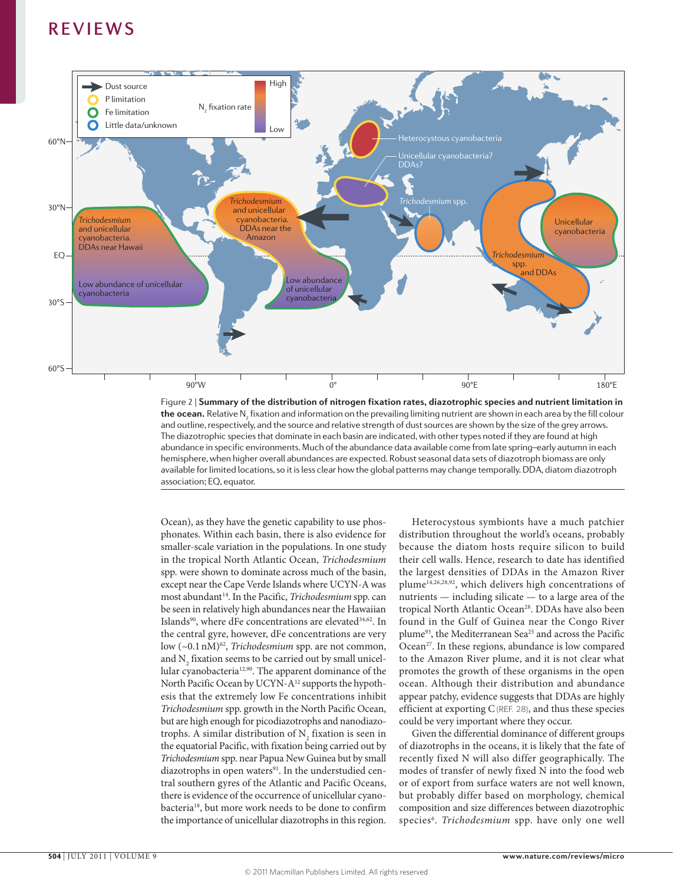Figure 2 | **Summary of the distribution of nitrogen fixation rates, diazotrophic species and nutrient limitation in the ocean.** Relative $N_2$ fixation and information on the prevailing limiting nutrient are shown in each area by the fill colour and outline, respectively, and the source and relative strength of dust sources are shown by the size of the grey arrows. The diazotrophic species that dominate in each basin are indicated, with other types noted if they are found at high abundance in specific environments. Much of the abundance data available come from late spring–early autumn in each hemisphere, when higher overall abundances are expected. Robust seasonal data sets of diazotroph biomass are only available for limited locations, so it is less clear how the global patterns may change temporally. DDA, diatom diazotroph association; EQ, equator.

Ocean), as they have the genetic capability to use phosphonates. Within each basin, there is also evidence for smaller-scale variation in the populations. In one study in the tropical North Atlantic Ocean, *Trichodesmium* spp. were shown to dominate across much of the basin, except near the Cape Verde Islands where UCYN-A was most abundant[14]. In the Pacific, *Trichodesmium* spp. can be seen in relatively high abundances near the Hawaiian Islands[90], where dFe concentrations are elevated[34,62]. In the central gyre, however, dFe concentrations are very low (~0.1 nM)[62], *Trichodesmium* spp. are not common, and $N_2$ fixation seems to be carried out by small unicellular cyanobacteria[12,90]. The apparent dominance of the North Pacific Ocean by UCYN-A[12] supports the hypothesis that the extremely low Fe concentrations inhibit *Trichodesmium* spp. growth in the North Pacific Ocean, but are high enough for picodiazotrophs and nanodiazotrophs. A similar distribution of $N_2$ fixation is seen in the equatorial Pacific, with fixation being carried out by *Trichodesmium* spp. near Papua New Guinea but by small diazotrophs in open waters[91]. In the understudied central southern gyres of the Atlantic and Pacific Oceans, there is evidence of the occurrence of unicellular cyanobacteria[18], but more work needs to be done to confirm the importance of unicellular diazotrophs in this region.

Heterocystous symbionts have a much patchier distribution throughout the world's oceans, probably because the diatom hosts require silicon to build their cell walls. Hence, research to date has identified the largest densities of DDAs in the Amazon River plume[14,26,28,92], which delivers high concentrations of nutrients — including silicate — to a large area of the tropical North Atlantic Ocean[28]. DDAs have also been found in the Gulf of Guinea near the Congo River plume[93], the Mediterranean Sea[25] and across the Pacific Ocean[27]. In these regions, abundance is low compared to the Amazon River plume, and it is not clear what promotes the growth of these organisms in the open ocean. Although their distribution and abundance appear patchy, evidence suggests that DDAs are highly efficient at exporting C (REF. 28), and thus these species could be very important where they occur.

Given the differential dominance of different groups of diazotrophs in the oceans, it is likely that the fate of recently fixed N will also differ geographically. The modes of transfer of newly fixed N into the food web or of export from surface waters are not well known, but probably differ based on morphology, chemical composition and size differences between diazotrophic species[6]. *Trichodesmium* spp. have only one well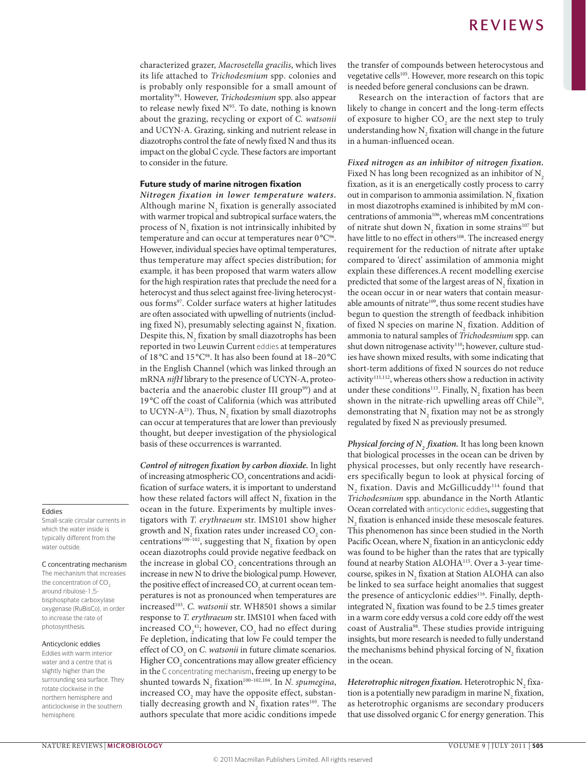characterized grazer, *Macrosetella gracilis*, which lives its life attached to *Trichodesmium* spp. colonies and is probably only responsible for a small amount of mortality[94]. However, *Trichodesmium* spp. also appear to release newly fixed N[95]. To date, nothing is known about the grazing, recycling or export of *C. watsonii* and UCYN-A. Grazing, sinking and nutrient release in diazotrophs control the fate of newly fixed N and thus its impact on the global C cycle. These factors are important to consider in the future.

## Future study of marine nitrogen fixation

***Nitrogen fixation in lower temperature waters.*** Although marine $N_2$ fixation is generally associated with warmer tropical and subtropical surface waters, the process of $N_2$ fixation is not intrinsically inhibited by temperature and can occur at temperatures near 0 °C[96]. However, individual species have optimal temperatures, thus temperature may affect species distribution; for example, it has been proposed that warm waters allow for the high respiration rates that preclude the need for a heterocyst and thus select against free-living heterocystous forms[97]. Colder surface waters at higher latitudes are often associated with upwelling of nutrients (including fixed N), presumably selecting against $N_2$ fixation. Despite this, $N_2$ fixation by small diazotrophs has been reported in two Leeuwin Current eddies at temperatures of 18 °C and 15 °C[98]. It has also been found at 18–20 °C in the English Channel (which was linked through an mRNA *nifH* library to the presence of UCYN-A, proteobacteria and the anaerobic cluster III group[99]) and at 19 °C off the coast of California (which was attributed to UCYN-A[21]). Thus, $N_2$ fixation by small diazotrophs can occur at temperatures that are lower than previously thought, but deeper investigation of the physiological basis of these occurrences is warranted.

***Control of nitrogen fixation by carbon dioxide.*** In light of increasing atmospheric $CO_2$ concentrations and acidification of surface waters, it is important to understand how these related factors will affect $N_2$ fixation in the ocean in the future. Experiments by multiple investigators with *T. erythraeum* str. IMS101 show higher growth and $N_2$ fixation rates under increased $CO_2$ concentrations[100–102], suggesting that $N_2$ fixation by open ocean diazotrophs could provide negative feedback on the increase in global $CO_2$ concentrations through an increase in new N to drive the biological pump. However, the positive effect of increased $CO_2$ at current ocean temperatures is not as pronounced when temperatures are increased[103]. *C. watsonii* str. WH8501 shows a similar response to *T. erythraeum* str. IMS101 when faced with increased $CO_2$[41]; however, $CO_2$ had no effect during Fe depletion, indicating that low Fe could temper the effect of $CO_2$ on *C. watsonii* in future climate scenarios. Higher $CO_2$ concentrations may allow greater efficiency in the C concentrating mechanism, freeing up energy to be shunted towards $N_2$ fixation[100–102,104]. In *N. spumegina*, increased $CO_2$ may have the opposite effect, substantially decreasing growth and $N_2$ fixation rates[105]. The authors speculate that more acidic conditions impede the transfer of compounds between heterocystous and vegetative cells[105]. However, more research on this topic is needed before general conclusions can be drawn.

Research on the interaction of factors that are likely to change in concert and the long-term effects of exposure to higher $CO_2$ are the next step to truly understanding how $N_2$ fixation will change in the future in a human-influenced ocean.

***Fixed nitrogen as an inhibitor of nitrogen fixation.*** Fixed N has long been recognized as an inhibitor of $N_2$ fixation, as it is an energetically costly process to carry out in comparison to ammonia assimilation. $N_2$ fixation in most diazotrophs examined is inhibited by mM concentrations of ammonia[106], whereas mM concentrations of nitrate shut down $N_2$ fixation in some strains[107] but have little to no effect in others[108]. The increased energy requirement for the reduction of nitrate after uptake compared to 'direct' assimilation of ammonia might explain these differences. A recent modelling exercise predicted that some of the largest areas of $N_2$ fixation in the ocean occur in or near waters that contain measurable amounts of nitrate[109], thus some recent studies have begun to question the strength of feedback inhibition of fixed N species on marine $N_2$ fixation. Addition of ammonia to natural samples of *Trichodesmium* spp. can shut down nitrogenase activity[110]; however, culture studies have shown mixed results, with some indicating that short-term additions of fixed N sources do not reduce activity[111,112], whereas others show a reduction in activity under these conditions[113]. Finally, $N_2$ fixation has been shown in the nitrate-rich upwelling areas off Chile[70], demonstrating that $N_2$ fixation may not be as strongly regulated by fixed N as previously presumed.

***Physical forcing of $N_2$ fixation.*** It has long been known that biological processes in the ocean can be driven by physical processes, but only recently have researchers specifically begun to look at physical forcing of $N_2$ fixation. Davis and McGillicuddy[114] found that *Trichodesmium* spp. abundance in the North Atlantic Ocean correlated with anticyclonic eddies, suggesting that $N_2$ fixation is enhanced inside these mesoscale features. This phenomenon has since been studied in the North Pacific Ocean, where $N_2$ fixation in an anticyclonic eddy was found to be higher than the rates that are typically found at nearby Station ALOHA[115]. Over a 3-year timecourse, spikes in $N_2$ fixation at Station ALOHA can also be linked to sea surface height anomalies that suggest the presence of anticyclonic eddies[116]. Finally, depth-integrated $N_2$ fixation was found to be 2.5 times greater in a warm core eddy versus a cold core eddy off the west coast of Australia[98]. These studies provide intriguing insights, but more research is needed to fully understand the mechanisms behind physical forcing of $N_2$ fixation in the ocean.

***Heterotrophic nitrogen fixation.*** Heterotrophic $N_2$ fixation is a potentially new paradigm in marine $N_2$ fixation, as heterotrophic organisms are secondary producers that use dissolved organic C for energy generation. This

**Eddies**
Small-scale circular currents in which the water inside is typically different from the water outside.

**C concentrating mechanism**
The mechanism that increases the concentration of $CO_2$ around ribulose-1,5-bisphosphate carboxylase oxygenase (RuBisCo), in order to increase the rate of photosynthesis.

**Anticyclonic eddies**
Eddies with warm interior water and a centre that is slightly higher than the surrounding sea surface. They rotate clockwise in the northern hemisphere and anticlockwise in the southern hemisphere.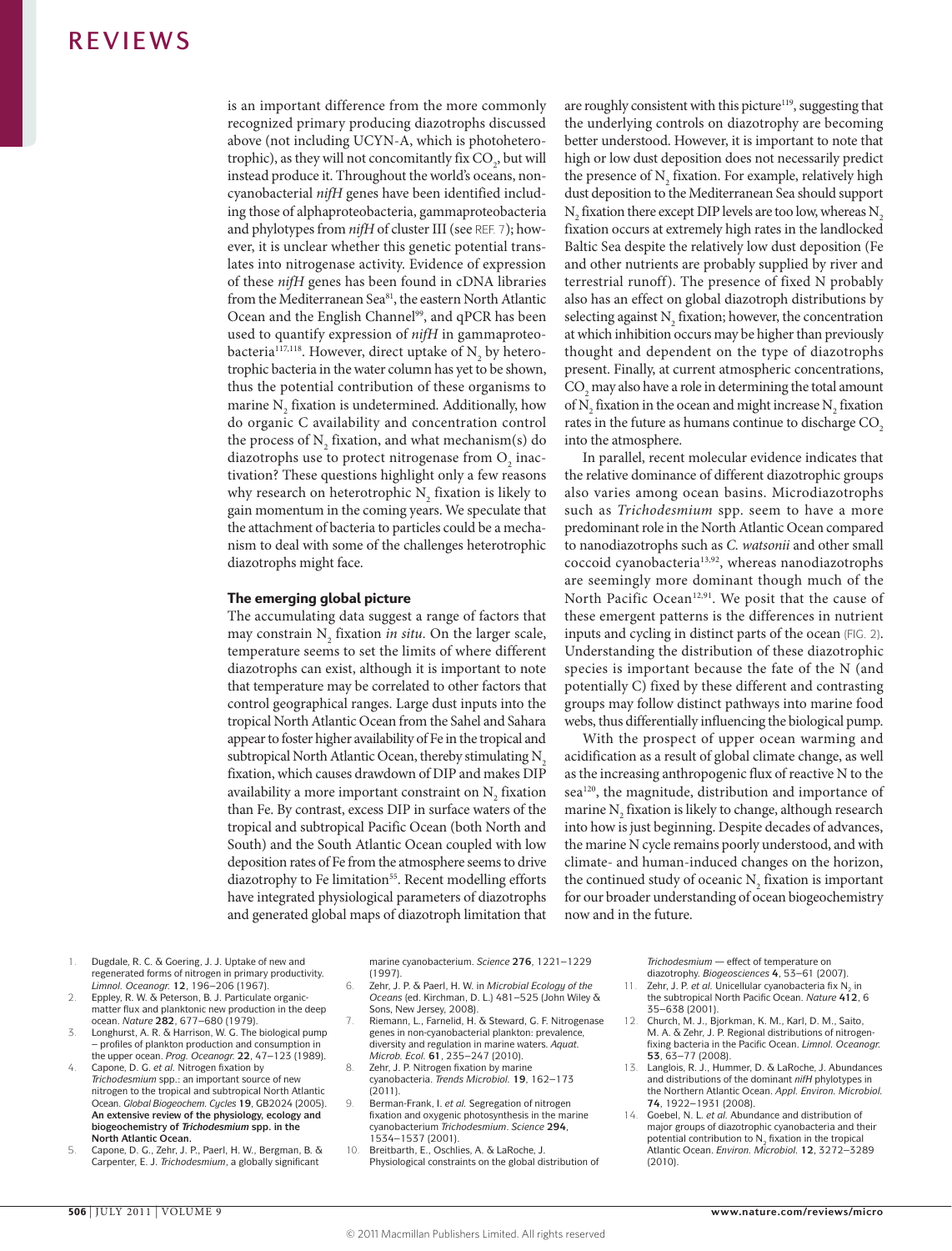is an important difference from the more commonly recognized primary producing diazotrophs discussed above (not including UCYN-A, which is photoheterotrophic), as they will not concomitantly fix $CO_2$, but will instead produce it. Throughout the world's oceans, non-cyanobacterial *nifH* genes have been identified including those of alphaproteobacteria, gammaproteobacteria and phylotypes from *nifH* of cluster III (see REF. 7); however, it is unclear whether this genetic potential translates into nitrogenase activity. Evidence of expression of these *nifH* genes has been found in cDNA libraries from the Mediterranean Sea[81], the eastern North Atlantic Ocean and the English Channel[99], and qPCR has been used to quantify expression of *nifH* in gammaproteobacteria[117,118]. However, direct uptake of $N_2$ by heterotrophic bacteria in the water column has yet to be shown, thus the potential contribution of these organisms to marine $N_2$ fixation is undetermined. Additionally, how do organic C availability and concentration control the process of $N_2$ fixation, and what mechanism(s) do diazotrophs use to protect nitrogenase from $O_2$ inactivation? These questions highlight only a few reasons why research on heterotrophic $N_2$ fixation is likely to gain momentum in the coming years. We speculate that the attachment of bacteria to particles could be a mechanism to deal with some of the challenges heterotrophic diazotrophs might face.

## The emerging global picture

The accumulating data suggest a range of factors that may constrain $N_2$ fixation *in situ*. On the larger scale, temperature seems to set the limits of where different diazotrophs can exist, although it is important to note that temperature may be correlated to other factors that control geographical ranges. Large dust inputs into the tropical North Atlantic Ocean from the Sahel and Sahara appear to foster higher availability of Fe in the tropical and subtropical North Atlantic Ocean, thereby stimulating $N_2$ fixation, which causes drawdown of DIP and makes DIP availability a more important constraint on $N_2$ fixation than Fe. By contrast, excess DIP in surface waters of the tropical and subtropical Pacific Ocean (both North and South) and the South Atlantic Ocean coupled with low deposition rates of Fe from the atmosphere seems to drive diazotrophy to Fe limitation[55]. Recent modelling efforts have integrated physiological parameters of diazotrophs and generated global maps of diazotroph limitation that are roughly consistent with this picture[119], suggesting that the underlying controls on diazotrophy are becoming better understood. However, it is important to note that high or low dust deposition does not necessarily predict the presence of $N_2$ fixation. For example, relatively high dust deposition to the Mediterranean Sea should support $N_2$ fixation there except DIP levels are too low, whereas $N_2$ fixation occurs at extremely high rates in the landlocked Baltic Sea despite the relatively low dust deposition (Fe and other nutrients are probably supplied by river and terrestrial runoff). The presence of fixed N probably also has an effect on global diazotroph distributions by selecting against $N_2$ fixation; however, the concentration at which inhibition occurs may be higher than previously thought and dependent on the type of diazotrophs present. Finally, at current atmospheric concentrations, $CO_2$ may also have a role in determining the total amount of $N_2$ fixation in the ocean and might increase $N_2$ fixation rates in the future as humans continue to discharge $CO_2$ into the atmosphere.

In parallel, recent molecular evidence indicates that the relative dominance of different diazotrophic groups also varies among ocean basins. Microdiazotrophs such as *Trichodesmium* spp. seem to have a more predominant role in the North Atlantic Ocean compared to nanodiazotrophs such as *C. watsonii* and other small coccoid cyanobacteria[13,92], whereas nanodiazotrophs are seemingly more dominant though much of the North Pacific Ocean[12,91]. We posit that the cause of these emergent patterns is the differences in nutrient inputs and cycling in distinct parts of the ocean (FIG. 2). Understanding the distribution of these diazotrophic species is important because the fate of the N (and potentially C) fixed by these different and contrasting groups may follow distinct pathways into marine food webs, thus differentially influencing the biological pump.

With the prospect of upper ocean warming and acidification as a result of global climate change, as well as the increasing anthropogenic flux of reactive N to the sea[120], the magnitude, distribution and importance of marine $N_2$ fixation is likely to change, although research into how is just beginning. Despite decades of advances, the marine N cycle remains poorly understood, and with climate- and human-induced changes on the horizon, the continued study of oceanic $N_2$ fixation is important for our broader understanding of ocean biogeochemistry now and in the future.

1. Dugdale, R. C. & Goering, J. J. Uptake of new and regenerated forms of nitrogen in primary productivity. *Limnol. Oceanogr.* **12**, 196–206 (1967).
2. Eppley, R. W. & Peterson, B. J. Particulate organic-matter flux and planktonic new production in the deep ocean. *Nature* **282**, 677–680 (1979).
3. Longhurst, A. R. & Harrison, W. G. The biological pump – profiles of plankton production and consumption in the upper ocean. *Prog. Oceanogr.* **22**, 47–123 (1989).
4. Capone, D. G. *et al.* Nitrogen fixation by *Trichodesmium* spp.: an important source of new nitrogen to the tropical and subtropical North Atlantic Ocean. *Global Biogeochem. Cycles* **19**, GB2024 (2005). **An extensive review of the physiology, ecology and biogeochemistry of *Trichodesmium* spp. in the North Atlantic Ocean.**
5. Capone, D. G., Zehr, J. P., Paerl, H. W., Bergman, B. & Carpenter, E. J. *Trichodesmium*, a globally significant marine cyanobacterium. *Science* **276**, 1221–1229 (1997).
6. Zehr, J. P. & Paerl, H. W. in *Microbial Ecology of the Oceans* (ed. Kirchman, D. L.) 481–525 (John Wiley & Sons, New Jersey, 2008).
7. Riemann, L., Farnelid, H. & Steward, G. F. Nitrogenase genes in non-cyanobacterial plankton: prevalence, diversity and regulation in marine waters. *Aquat. Microb. Ecol.* **61**, 235–247 (2010).
8. Zehr, J. P. Nitrogen fixation by marine cyanobacteria. *Trends Microbiol.* **19**, 162–173 (2011).
9. Berman-Frank, I. *et al.* Segregation of nitrogen fixation and oxygenic photosynthesis in the marine cyanobacterium *Trichodesmium*. *Science* **294**, 1534–1537 (2001).
10. Breitbarth, E., Oschlies, A. & LaRoche, J. Physiological constraints on the global distribution of *Trichodesmium* — effect of temperature on diazotrophy. *Biogeosciences* **4**, 53–61 (2007).
11. Zehr, J. P. *et al.* Unicellular cyanobacteria fix $N_2$ in the subtropical North Pacific Ocean. *Nature* **412**, 635–638 (2001).
12. Church, M. J., Bjorkman, K. M., Karl, D. M., Saito, M. A. & Zehr, J. P. Regional distributions of nitrogen-fixing bacteria in the Pacific Ocean. *Limnol. Oceanogr.* **53**, 63–77 (2008).
13. Langlois, R. J., Hummer, D. & LaRoche, J. Abundances and distributions of the dominant *nifH* phylotypes in the Northern Atlantic Ocean. *Appl. Environ. Microbiol.* **74**, 1922–1931 (2008).
14. Goebel, N. L. *et al.* Abundance and distribution of major groups of diazotrophic cyanobacteria and their potential contribution to $N_2$ fixation in the tropical Atlantic Ocean. *Environ. Microbiol.* **12**, 3272–3289 (2010).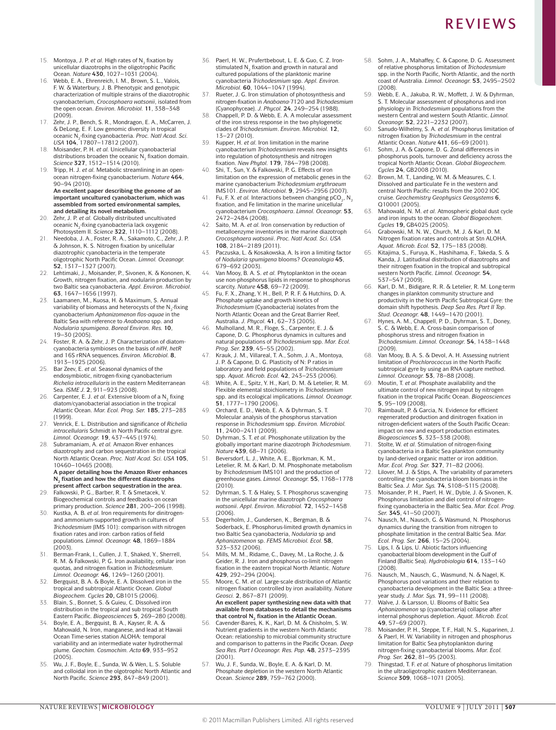15. Montoya, J. P. *et al.* High rates of $N_2$ fixation by unicellular diazotrophs in the oligotrophic Pacific Ocean. *Nature* **430**, 1027–1031 (2004).
16. Webb, E. A., Ehrenreich, I. M., Brown, S. L., Valois, F. W. & Waterbury, J. B. Phenotypic and genotypic characterization of multiple strains of the diazotrophic cyanobacterium, *Crocosphaera watsonii*, isolated from the open ocean. *Environ. Microbiol.* **11**, 338–348 (2009).
17. Zehr, J. P., Bench, S. R., Mondragon, E. A., McCarren, J. & DeLong, E. F. Low genomic diversity in tropical oceanic $N_2$-fixing cyanobacteria. *Proc. Natl Acad. Sci. USA* **104**, 17807–17812 (2007).
18. Moisander, P. H. *et al.* Unicellular cyanobacterial distributions broaden the oceanic $N_2$ fixation domain. *Science* **327**, 1512–1514 (2010).
19. Tripp, H. J. *et al.* Metabolic streamlining in an open-ocean nitrogen-fixing cyanobacterium. *Nature* **464**, 90–94 (2010).
**An excellent paper describing the genome of an important uncultured cyanobacterium, which was assembled from sorted environmental samples, and detailing its novel metabolism.**
20. Zehr, J. P. *et al.* Globally distributed uncultivated oceanic $N_2$-fixing cyanobacteria lack oxygenic Photosystem II. *Science* **322**, 1110–1112 (2008).
21. Needoba, J. A., Foster, R. A., Sakamoto, C., Zehr, J. P. & Johnson, K. S. Nitrogen fixation by unicellular diazotrophic cyanobacteria in the temperate oligotrophic North Pacific Ocean. *Limnol. Oceanogr.* **52**, 1317–1327 (2007).
22. Lehtimaki, J., Moisander, P., Sivonen, K. & Kononen, K. Growth, nitrogen fixation, and nodularin production by two Baltic sea cyanobacteria. *Appl. Environ. Microbiol.* **63**, 1647–1656 (1997).
23. Laamanen, M., Kuosa, H. & Maximum, S. Annual variability of biomass and heterocysts of the $N_2$-fixing cyanobacterium *Aphanizomenon flos-aquae* in the Baltic Sea with reference to *Anabaena* spp. and *Nodularia spumigena*. *Boreal Environ. Res.* **10**, 19–30 (2005).
24. Foster, R. A. & Zehr, J. P. Characterization of diatom-cyanobacteria symbioses on the basis of *nifH*, *hetR* and 16S rRNA sequences. *Environ. Microbiol.* **8**, 1913–1925 (2006).
25. Bar Zeev, E. *et al.* Seasonal dynamics of the endosymbiotic, nitrogen-fixing cyanobacterium *Richelia intracellularis* in the eastern Mediterranean Sea. *ISME J.* **2**, 911–923 (2008).
26. Carpenter, E. J. *et al.* Extensive bloom of a $N_2$ fixing diatom/cyanobacterial association in the tropical Atlantic Ocean. *Mar. Ecol. Prog. Ser.* **185**, 273–283 (1999).
27. Venrick, E. L. Distribution and significance of *Richelia intracellularis* Schmidt in North Pacific central gyre. *Limnol. Oceanogr.* **19**, 437–445 (1974).
28. Subramaniam, A. *et al.* Amazon River enhances diazotrophy and carbon sequestration in the tropical North Atlantic Ocean. *Proc. Natl Acad. Sci. USA* **105**, 10460–10465 (2008).
**A paper detailing how the Amazon River enhances $N_2$ fixation and how the different diazotrophs present affect carbon sequestration in the area.**
29. Falkowski, P. G., Barber, R. T. & Smetacek, V. Biogeochemical controls and feedbacks on ocean primary production. *Science* **281**, 200–206 (1998).
30. Kustka, A. B. *et al.* Iron requirements for dinitrogen- and ammonium-supported growth in cultures of *Trichodesmium* (IMS 101): comparison with nitrogen fixation rates and iron: carbon ratios of field populations. *Limnol. Oceanogr.* **48**, 1869–1884 (2003).
31. Berman-Frank, I., Cullen, J. T., Shaked, Y., Sherrell, R. M. & Falkowski, P. G. Iron availability, cellular iron quotas, and nitrogen fixation in *Trichodesmium*. *Limnol. Oceanogr.* **46**, 1249–1260 (2001).
32. Bergquist, B. A. & Boyle, E. A. Dissolved iron in the tropical and subtropical Atlantic Ocean. *Global Biogeochem. Cycles* **20**, GB1015 (2006).
33. Blain, S., Bonnet, S. & Guieu, C. Dissolved iron distribution in the tropical and sub tropical South Eastern Pacific. *Biogeosciences* **5**, 269–280 (2008).
34. Boyle, E. A., Bergquist, B. A., Kayser, R. A. & Mahowald, N. Iron, manganese, and lead at Hawaii Ocean Time-series station ALOHA: temporal variability and an intermediate water hydrothermal plume. *Geochim. Cosmochim. Acta* **69**, 933–952 (2005).
35. Wu, J. F., Boyle, E., Sunda, W. & Wen, L. S. Soluble and colloidal iron in the olgotrophic North Atlantic and North Pacific. *Science* **293**, 847–849 (2001).
36. Paerl, H. W., Prufertbebout, L. E. & Guo, C. Z. Iron-stimulated $N_2$ fixation and growth in natural and cultured populations of the planktonic marine cyanobacteria *Trichodesmium* spp. *Appl. Environ. Microbiol.* **60**, 1044–1047 (1994).
37. Rueter, J. G. Iron stimulation of photosynthesis and nitrogen-fixation in *Anabaena*-7120 and *Trichodesmium* (Cyanophyceae). *J. Phycol.* **24**, 249–254 (1988).
38. Chappell, P. D. & Webb, E. A. A molecular assessment of the iron stress response in the two phylogenetic clades of *Trichodesmium*. *Environ. Microbiol.* **12**, 13–27 (2010).
39. Kupper, H. *et al.* Iron limitation in the marine cyanobacterium *Trichodesmium* reveals new insights into regulation of photosynthesis and nitrogen fixation. *New Phytol.* **179**, 784–798 (2008).
40. Shi, T., Sun, Y. & Falkowski, P. G. Effects of iron limitation on the expression of metabolic genes in the marine cyanobacterium *Trichodesmium erythraeum* IMS101. *Environ. Microbiol.* **9**, 2945–2956 (2007).
41. Fu, F. X. *et al.* Interactions between changing $pCO_2$, $N_2$ fixation, and Fe limitation in the marine unicellular cyanobacterium *Crocosphaera*. *Limnol. Oceanogr.* **53**, 2472–2484 (2008).
42. Saito, M. A. *et al.* Iron conservation by reduction of metalloenzyme inventories in the marine diazotroph *Crocosphaera watsonii*. *Proc. Natl Acad. Sci. USA* **108**, 2184–2189 (2011).
43. Paczuska, L. & Kosakowska, A. Is iron a limiting factor of *Nodularia spumigena* blooms? *Oceanologia* **45**, 679–692 (2003).
44. Van Mooy, B. A. S. *et al.* Phytoplankton in the ocean use non-phosphorus lipids in response to phosphorus scarcity. *Nature* **458**, 69–72 (2009).
45. Fu, F. X., Zhang, Y. H., Bell, P. R. F. & Hutchins, D. A. Phosphate uptake and growth kinetics of *Trichodesmium* (Cyanobacteria) isolates from the North Atlantic Ocean and the Great Barrier Reef, Australia. *J. Phycol.* **41**, 62–73 (2005).
46. Mulholland, M. R., Floge, S., Carpenter, E. J. & Capone, D. G. Phosphorus dynamics in cultures and natural populations of *Trichodesmium* spp. *Mar. Ecol. Prog. Ser.* **239**, 45–55 (2002).
47. Krauk, J. M., Villareal, T. A., Sohm, J. A., Montoya, J. P. & Capone, D. G. Plasticity of N: P ratios in laboratory and field populations of *Trichodesmium* spp. *Aquat. Microb. Ecol.* **42**, 243–253 (2006).
48. White, A. E., Spitz, Y. H., Karl, D. M. & Letelier, R. M. Flexible elemental stoichiometry in *Trichodesmium* spp. and its ecological implications. *Limnol. Oceanogr.* **51**, 1777–1790 (2006).
49. Orchard, E. D., Webb, E. A. & Dyhrman, S. T. Molecular analysis of the phosphorus starvation response in *Trichodesmium* spp. *Environ. Microbiol.* **11**, 2400–2411 (2009).
50. Dyhrman, S. T. *et al.* Phosphonate utilization by the globally important marine diazotroph *Trichodesmium*. *Nature* **439**, 68–71 (2006).
51. Beversdorf, L. J., White, A. E., Bjorkman, K. M., Letelier, R. M. & Karl, D. M. Phosphonate metabolism by *Trichodesmium* IMS101 and the production of greenhouse gases. *Limnol. Oceanogr.* **55**, 1768–1778 (2010).
52. Dyhrman, S. T. & Haley, S. T. Phosphorus scavenging in the unicellular marine diazotroph *Crocosphaera watsonii*. *Appl. Environ. Microbiol.* **72**, 1452–1458 (2006).
53. Degerholm, J., Gundersen, K., Bergman, B. & Soderback, E. Phosphorus-limited growth dynamics in two Baltic Sea cyanobacteria, *Nodularia* sp and *Aphanizomenon* sp. *FEMS Microbiol. Ecol.* **58**, 323–332 (2006).
54. Mills, M. M., Ridame, C., Davey, M., La Roche, J. & Geider, R. J. Iron and phosphorus co-limit nitrogen fixation in the eastern tropical North Atlantic. *Nature* **429**, 292–294 (2004).
55. Moore, C. M. *et al.* Large-scale distribution of Atlantic nitrogen fixation controlled by iron availability. *Nature Geosci.* **2**, 867–871 (2009).
**An excellent paper synthesizing new data with that available from databases to detail the mechanisms that control $N_2$ fixation in the Atlantic Ocean.**
56. Cavender-Bares, K. K., Karl, D. M. & Chisholm, S. W. Nutrient gradients in the western North Atlantic Ocean: relationship to microbial community structure and comparison to patterns in the Pacific Ocean. *Deep Sea Res. Part I Oceanogr. Res. Pap.* **48**, 2373–2395 (2001).
57. Wu, J. F., Sunda, W., Boyle, E. A. & Karl, D. M. Phosphate depletion in the western North Atlantic Ocean. *Science* **289**, 759–762 (2000).
58. Sohm, J. A., Mahaffey, C. & Capone, D. G. Assessment of relative phosphorus limitation of *Trichodesmium* spp. in the North Pacific, North Atlantic, and the north coast of Australia. *Limnol. Oceanogr.* **53**, 2495–2502 (2008).
59. Webb, E. A., Jakuba, R. W., Moffett, J. W. & Dyhrman, S. T. Molecular assessment of phosphorus and iron physiology in *Trichodesmium* populations from the western Central and western South Atlantic. *Limnol. Oceanogr.* **52**, 2221–2232 (2007).
60. Sanudo-Wilhelmy, S. A. *et al.* Phosphorus limitation of nitrogen fixation by *Trichodesmium* in the central Atlantic Ocean. *Nature* **411**, 66–69 (2001).
61. Sohm, J. A. & Capone, D. G. Zonal differences in phosphorus pools, turnover and deficiency across the tropical North Atlantic Ocean. *Global Biogeochem. Cycles* **24**, GB2008 (2010).
62. Brown, M. T., Landing, W. M. & Measures, C. I. Dissolved and particulate Fe in the western and central North Pacific: results from the 2002 IOC cruise. *Geochemistry Geophysics Geosystems* **6**, Q10001 (2005).
63. Mahowald, N. M. *et al.* Atmospheric global dust cycle and iron inputs to the ocean. *Global Biogeochem. Cycles* **19**, GB4025 (2005).
64. Grabowski, M. N. W., Church, M. J. & Karl, D. M. Nitrogen fixation rates and controls at Stn ALOHA. *Aquat. Microb. Ecol.* **52**, 175–183 (2008).
65. Kitajima, S., Furuya, K., Hashihama, F., Takeda, S. & Kanda, J. Latitudinal distribution of diazotrophs and their nitrogen fixation in the tropical and subtropical western North Pacific. *Limnol. Oceanogr.* **54**, 537–547 (2009).
66. Karl, D. M., Bidigare, R. R. & Letelier, R. M. Long-term changes in plankton community structure and productivity in the North Pacific Subtropical Gyre: the domain shift hypothesis. *Deep Sea Res. Part II Top. Stud. Oceanogr.* **48**, 1449–1470 (2001).
67. Hynes, A. M., Chappell, P. D., Dyhrman, S. T., Doney, S. C. & Webb, E. A. Cross-basin comparison of phosphorus stress and nitrogen fixation in *Trichodesmium*. *Limnol. Oceanogr.* **54**, 1438–1448 (2009).
68. Van Mooy, B. A. S. & Devol, A. H. Assessing nutrient limitation of *Prochlorococcus* in the North Pacific subtropical gyre by using an RNA capture method. *Limnol. Oceanogr.* **53**, 78–88 (2008).
69. Moutin, T. *et al.* Phosphate availability and the ultimate control of new nitrogen input by nitrogen fixation in the tropical Pacific Ocean. *Biogeosciences* **5**, 95–109 (2008).
70. Raimbault, P. & Garcia, N. Evidence for efficient regenerated production and dinitrogen fixation in nitrogen-deficient waters of the South Pacific Ocean: impact on new and export production estimates. *Biogeosciences* **5**, 323–338 (2008).
71. Stolte, W. *et al.* Stimulation of nitrogen-fixing cyanobacteria in a Baltic Sea plankton community by land-derived organic matter or iron addition. *Mar. Ecol. Prog. Ser.* **327**, 71–82 (2006).
72. Lilover, M. J. & Stips, A. The variability of parameters controlling the cyanobacteria bloom biomass in the Baltic Sea. *J. Mar. Sys.* **74**, S108–S115 (2008).
73. Moisander, P. H., Paerl, H. W., Dyble, J. & Sivonen, K. Phosphorus limitation and diel control of nitrogen-fixing cyanobacteria in the Baltic Sea. *Mar. Ecol. Prog. Ser.* **345**, 41–50 (2007).
74. Nausch, M., Nausch, G. & Wasmund, N. Phosphorus dynamics during the transition from nitrogen to phosphate limitation in the central Baltic Sea. *Mar. Ecol. Prog. Ser.* **266**, 15–25 (2004).
75. Lips, I. & Lips, U. Abiotic factors influencing cyanobacterial bloom development in the Gulf of Finland (Baltic Sea). *Hydrobiologia* **614**, 133–140 (2008).
76. Nausch, M., Nausch, G., Wasmund, N. & Nagel, K. Phosphorus pool variations and their relation to cyanobacteria development in the Baltic Sea: a three-year study. *J. Mar. Sys.* **71**, 99–111 (2008).
77. Walve, J. & Larsson, U. Blooms of Baltic Sea *Aphanizomenon* sp (cyanobacteria) collapse after internal phosphorus depletion. *Aquat. Microb. Ecol.* **49**, 57–69 (2007).
78. Moisander, P. H., Steppe, T. F., Hall, N. S., Kuparinen, J. & Paerl, H. W. Variability in nitrogen and phosphorus limitation for Baltic Sea phytoplankton during nitrogen-fixing cyanobacterial blooms. *Mar. Ecol. Prog. Ser.* **262**, 81–95 (2003).
79. Thingstad, T. F. *et al.* Nature of phosphorus limitation in the ultraoligotrophic eastern Mediterranean. *Science* **309**, 1068–1071 (2005).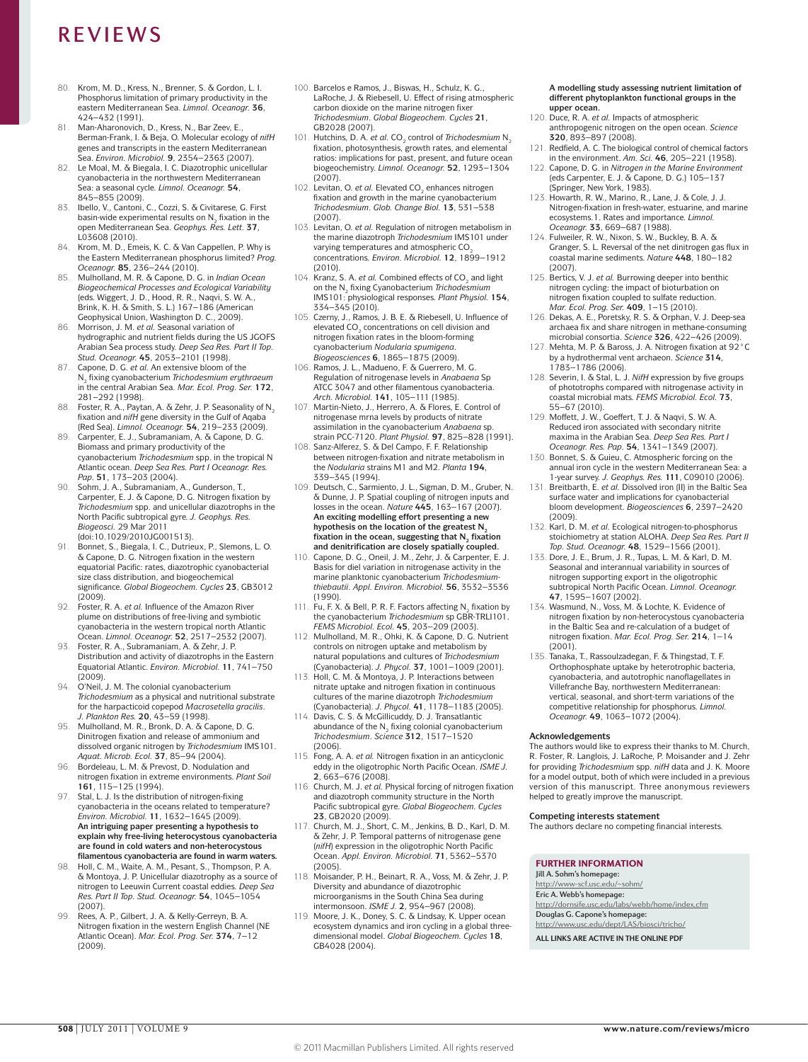80. Krom, M. D., Kress, N., Brenner, S. & Gordon, L. I. Phosphorus limitation of primary productivity in the eastern Mediterranean Sea. *Limnol. Oceanogr.* **36**, 424–432 (1991).
81. Man-Aharonovich, D., Kress, N., Bar Zeev, E., Berman-Frank, I. & Beja, O. Molecular ecology of *nifH* genes and transcripts in the eastern Mediterranean Sea. *Environ. Microbiol.* **9**, 2354–2363 (2007).
82. Le Moal, M. & Biegala, I. C. Diazotrophic unicellular cyanobacteria in the northwestern Mediterranean Sea: a seasonal cycle. *Limnol. Oceanogr.* **54**, 845–855 (2009).
83. Ibello, V., Cantoni, C., Cozzi, S. & Civitarese, G. First basin-wide experimental results on $N_2$ fixation in the open Mediterranean Sea. *Geophys. Res. Lett.* **37**, L03608 (2010).
84. Krom, M. D., Emeis, K. C. & Van Cappellen, P. Why is the Eastern Mediterranean phosphorus limited? *Prog. Oceanogr.* **85**, 236–244 (2010).
85. Mulholland, M. R. & Capone, D. G. in *Indian Ocean Biogeochemical Processes and Ecological Variability* (eds. Wiggert, J. D., Hood, R. R., Naqvi, S. W. A., Brink, K. H. & Smith, S. L.) 167–186 (American Geophysical Union, Washington D. C., 2009).
86. Morrison, J. M. *et al.* Seasonal variation of hydrographic and nutrient fields during the US JGOFS Arabian Sea process study. *Deep Sea Res. Part II Top. Stud. Oceanogr.* **45**, 2053–2101 (1998).
87. Capone, D. G. *et al.* An extensive bloom of the $N_2$ fixing cyanobacterium *Trichodesmium erythraeum* in the central Arabian Sea. *Mar. Ecol. Prog. Ser.* **172**, 281–292 (1998).
88. Foster, R. A., Paytan, A. & Zehr, J. P. Seasonality of $N_2$ fixation and *nifH* gene diversity in the Gulf of Aqaba (Red Sea). *Limnol. Oceanogr.* **54**, 219–233 (2009).
89. Carpenter, E. J., Subramaniam, A. & Capone, D. G. Biomass and primary productivity of the cyanobacterium *Trichodesmium* spp. in the tropical N Atlantic ocean. *Deep Sea Res. Part I Oceanogr. Res. Pap.* **51**, 173–203 (2004).
90. Sohm, J. A., Subramaniam, A., Gunderson, T., Carpenter, E. J. & Capone, D. G. Nitrogen fixation by *Trichodesmium* spp. and unicellular diazotrophs in the North Pacific subtropical gyre. *J. Geophys. Res. Biogeosci.* 29 Mar 2011 (doi:10.1029/2010JG001513).
91. Bonnet, S., Biegala, I. C., Dutrieux, P., Slemons, L. O. & Capone, D. G. Nitrogen fixation in the western equatorial Pacific: rates, diazotrophic cyanobacterial size class distribution, and biogeochemical significance. *Global Biogeochem. Cycles* **23**, GB3012 (2009).
92. Foster, R. A. *et al.* Influence of the Amazon River plume on distributions of free-living and symbiotic cyanobacteria in the western tropical north Atlantic Ocean. *Limnol. Oceanogr.* **52**, 2517–2532 (2007).
93. Foster, R. A., Subramaniam, A. & Zehr, J. P. Distribution and activity of diazotrophs in the Eastern Equatorial Atlantic. *Environ. Microbiol.* **11**, 741–750 (2009).
94. O'Neil, J. M. The colonial cyanobacterium *Trichodesmium* as a physical and nutritional substrate for the harpacticoid copepod *Macrosetella gracilis*. *J. Plankton Res.* **20**, 43–59 (1998).
95. Mulholland, M. R., Bronk, D. A. & Capone, D. G. Dinitrogen fixation and release of ammonium and dissolved organic nitrogen by *Trichodesmium* IMS101. *Aquat. Microb. Ecol.* **37**, 85–94 (2004).
96. Bordeleau, L. M. & Prevost, D. Nodulation and nitrogen fixation in extreme environments. *Plant Soil* **161**, 115–125 (1994).
97. Stal, L. J. Is the distribution of nitrogen-fixing cyanobacteria in the oceans related to temperature? *Environ. Microbiol.* **11**, 1632–1645 (2009).
**An intriguing paper presenting a hypothesis to explain why free-living heterocystous cyanobacteria are found in cold waters and non-heterocystous filamentous cyanobacteria are found in warm waters.**
98. Holl, C. M., Waite, A. M., Pesant, S., Thompson, P. A. & Montoya, J. P. Unicellular diazotrophy as a source of nitrogen to Leeuwin Current coastal eddies. *Deep Sea Res. Part II Top. Stud. Oceanogr.* **54**, 1045–1054 (2007).
99. Rees, A. P., Gilbert, J. A. & Kelly-Gerreyn, B. A. Nitrogen fixation in the western English Channel (NE Atlantic Ocean). *Mar. Ecol. Prog. Ser.* **374**, 7–12 (2009).
100. Barcelos e Ramos, J., Biswas, H., Schulz, K. G., LaRoche, J. & Riebesell, U. Effect of rising atmospheric carbon dioxide on the marine nitrogen fixer *Trichodesmium*. *Global Biogeochem. Cycles* **21**, GB2028 (2007).
101. Hutchins, D. A. *et al.* $CO_2$ control of *Trichodesmium* $N_2$ fixation, photosynthesis, growth rates, and elemental ratios: implications for past, present, and future ocean biogeochemistry. *Limnol. Oceanogr.* **52**, 1293–1304 (2007).
102. Levitan, O. *et al.* Elevated $CO_2$ enhances nitrogen fixation and growth in the marine cyanobacterium *Trichodesmium*. *Glob. Change Biol.* **13**, 531–538 (2007).
103. Levitan, O. *et al.* Regulation of nitrogen metabolism in the marine diazotroph *Trichodesmium* IMS101 under varying temperatures and atmospheric $CO_2$ concentrations. *Environ. Microbiol.* **12**, 1899–1912 (2010).
104. Kranz, S. A. *et al.* Combined effects of $CO_2$ and light on the $N_2$ fixing Cyanobacterium *Trichodesmium* IMS101: physiological responses. *Plant Physiol.* **154**, 334–345 (2010).
105. Czerny, J., Ramos, J. B. E. & Riebesell, U. Influence of elevated $CO_2$ concentrations on cell division and nitrogen fixation rates in the bloom-forming cyanobacterium *Nodularia spumigena*. *Biogeosciences* **6**, 1865–1875 (2009).
106. Ramos, J. L., Madueno, F. & Guerrero, M. G. Regulation of nitrogenase levels in *Anabaena* Sp ATCC 3047 and other filamentous cyanobacteria. *Arch. Microbiol.* **141**, 105–111 (1985).
107. Martin-Nieto, J., Herrero, A. & Flores, E. Control of nitrogenase mrna levels by products of nitrate assimilation in the cyanobacterium *Anabaena* sp. strain PCC-7120. *Plant Physiol.* **97**, 825–828 (1991).
108. Sanz-Alferez, S. & Del Campo, F. F. Relationship between nitrogen-fixation and nitrate metabolism in the *Nodularia* strains M1 and M2. *Planta* **194**, 339–345 (1994).
109. Deutsch, C., Sarmiento, J. L., Sigman, D. M., Gruber, N. & Dunne, J. P. Spatial coupling of nitrogen inputs and losses in the ocean. *Nature* **445**, 163–167 (2007).
**An exciting modelling effort presenting a new hypothesis on the location of the greatest $N_2$ fixation in the ocean, suggesting that $N_2$ fixation and denitrification are closely spatially coupled.**
110. Capone, D. G., Oneil, J. M., Zehr, J. & Carpenter, E. J. Basis for diel variation in nitrogenase activity in the marine planktonic cyanobacterium *Trichodesmium-thiebautii*. *Appl. Environ. Microbiol.* **56**, 3532–3536 (1990).
111. Fu, F. X. & Bell, P. R. F. Factors affecting $N_2$ fixation by the cyanobacterium *Trichodesmium* sp GBR-TRLI101. *FEMS Microbiol. Ecol.* **45**, 203–209 (2003).
112. Mulholland, M. R., Ohki, K. & Capone, D. G. Nutrient controls on nitrogen uptake and metabolism by natural populations and cultures of *Trichodesmium* (Cyanobacteria). *J. Phycol.* **37**, 1001–1009 (2001).
113. Holl, C. M. & Montoya, J. P. Interactions between nitrate uptake and nitrogen fixation in continuous cultures of the marine diazotroph *Trichodesmium* (Cyanobacteria). *J. Phycol.* **41**, 1178–1183 (2005).
114. Davis, C. S. & McGillicuddy, D. J. Transatlantic abundance of the $N_2$ fixing colonial cyanobacterium *Trichodesmium*. *Science* **312**, 1517–1520 (2006).
115. Fong, A. A. *et al.* Nitrogen fixation in an anticyclonic eddy in the oligotrophic North Pacific Ocean. *ISME J.* **2**, 663–676 (2008).
116. Church, M. J. *et al.* Physical forcing of nitrogen fixation and diazotroph community structure in the North Pacific subtropical gyre. *Global Biogeochem. Cycles* **23**, GB2020 (2009).
117. Church, M. J., Short, C. M., Jenkins, B. D., Karl, D. M. & Zehr, J. P. Temporal patterns of nitrogenase gene (*nifH*) expression in the oligotrophic North Pacific Ocean. *Appl. Environ. Microbiol.* **71**, 5362–5370 (2005).
118. Moisander, P. H., Beinart, R. A., Voss, M. & Zehr, J. P. Diversity and abundance of diazotrophic microorganisms in the South China Sea during intermonsoon. *ISME J.* **2**, 954–967 (2008).
119. Moore, J. K., Doney, S. C. & Lindsay, K. Upper ocean ecosystem dynamics and iron cycling in a global three-dimensional model. *Global Biogeochem. Cycles* **18**, GB4028 (2004).
**A modelling study assessing nutrient limitation of different phytoplankton functional groups in the upper ocean.**
120. Duce, R. A. *et al.* Impacts of atmospheric anthropogenic nitrogen on the open ocean. *Science* **320**, 893–897 (2008).
121. Redfield, A. C. The biological control of chemical factors in the environment. *Am. Sci.* **46**, 205–221 (1958).
122. Capone, D. G. in *Nitrogen in the Marine Environment* (eds Carpenter, E. J. & Capone, D. G.) 105–137 (Springer, New York, 1983).
123. Howarth, R. W., Marino, R., Lane, J. & Cole, J. J. Nitrogen-fixation in fresh-water, estuarine, and marine ecosystems.1. Rates and importance. *Limnol. Oceanogr.* **33**, 669–687 (1988).
124. Fulweiler, R. W., Nixon, S. W., Buckley, B. A. & Granger, S. L. Reversal of the net dinitrogen gas flux in coastal marine sediments. *Nature* **448**, 180–182 (2007).
125. Bertics, V. J. *et al.* Burrowing deeper into benthic nitrogen cycling: the impact of bioturbation on nitrogen fixation coupled to sulfate reduction. *Mar. Ecol. Prog. Ser.* **409**, 1–15 (2010).
126. Dekas, A. E., Poretsky, R. S. & Orphan, V. J. Deep-sea archaea fix and share nitrogen in methane-consuming microbial consortia. *Science* **326**, 422–426 (2009).
127. Mehta, M. P. & Baross, J. A. Nitrogen fixation at 92°C by a hydrothermal vent archaeon. *Science* **314**, 1783–1786 (2006).
128. Severin, I. & Stal, L. J. *NifH* expression by five groups of phototrophs compared with nitrogenase activity in coastal microbial mats. *FEMS Microbiol. Ecol.* **73**, 55–67 (2010).
129. Moffett, J. W., Goeffert, T. J. & Naqvi, S. W. A. Reduced iron associated with secondary nitrite maxima in the Arabian Sea. *Deep Sea Res. Part I Oceanogr. Res. Pap.* **54**, 1341–1349 (2007).
130. Bonnet, S. & Guieu, C. Atmospheric forcing on the annual iron cycle in the western Mediterranean Sea: a 1-year survey. *J. Geophys. Res.* **111**, C09010 (2006).
131. Breitbarth, E. *et al.* Dissolved iron (II) in the Baltic Sea surface water and implications for cyanobacterial bloom development. *Biogeosciences* **6**, 2397–2420 (2009).
132. Karl, D. M. *et al.* Ecological nitrogen-to-phosphorus stoichiometry at station ALOHA. *Deep Sea Res. Part II Top. Stud. Oceanogr.* **48**, 1529–1566 (2001).
133. Dore, J. E., Brum, J. R., Tupas, L. M. & Karl, D. M. Seasonal and interannual variability in sources of nitrogen supporting export in the oligotrophic subtropical North Pacific Ocean. *Limnol. Oceanogr.* **47**, 1595–1607 (2002).
134. Wasmund, N., Voss, M. & Lochte, K. Evidence of nitrogen fixation by non-heterocystous cyanobacteria in the Baltic Sea and re-calculation of a budget of nitrogen fixation. *Mar. Ecol. Prog. Ser.* **214**, 1–14 (2001).
135. Tanaka, T., Rassoulzadegan, F. & Thingstad, T. F. Orthophosphate uptake by heterotrophic bacteria, cyanobacteria, and autotrophic nanoflagellates in Villefranche Bay, northwestern Mediterranean: vertical, seasonal, and short-term variations of the competitive relationship for phosphorus. *Limnol. Oceanogr.* **49**, 1063–1072 (2004).

### Acknowledgements

The authors would like to express their thanks to M. Church, R. Foster, R. Langlois, J. LaRoche, P. Moisander and J. Zehr for providing *Trichodesmium* spp. *nifH* data and J. K. Moore for a model output, both of which were included in a previous version of this manuscript. Three anonymous reviewers helped to greatly improve the manuscript.

### Competing interests statement

The authors declare no competing financial interests.

### FURTHER INFORMATION

**Jill A. Sohm's homepage:** http://www-scf.usc.edu/~sohm/

**Eric A. Webb's homepage:** http://dornsife.usc.edu/labs/webb/home/index.cfm

**Douglas G. Capone's homepage:** http://www.usc.edu/dept/LAS/biosci/tricho/

**ALL LINKS ARE ACTIVE IN THE ONLINE PDF**